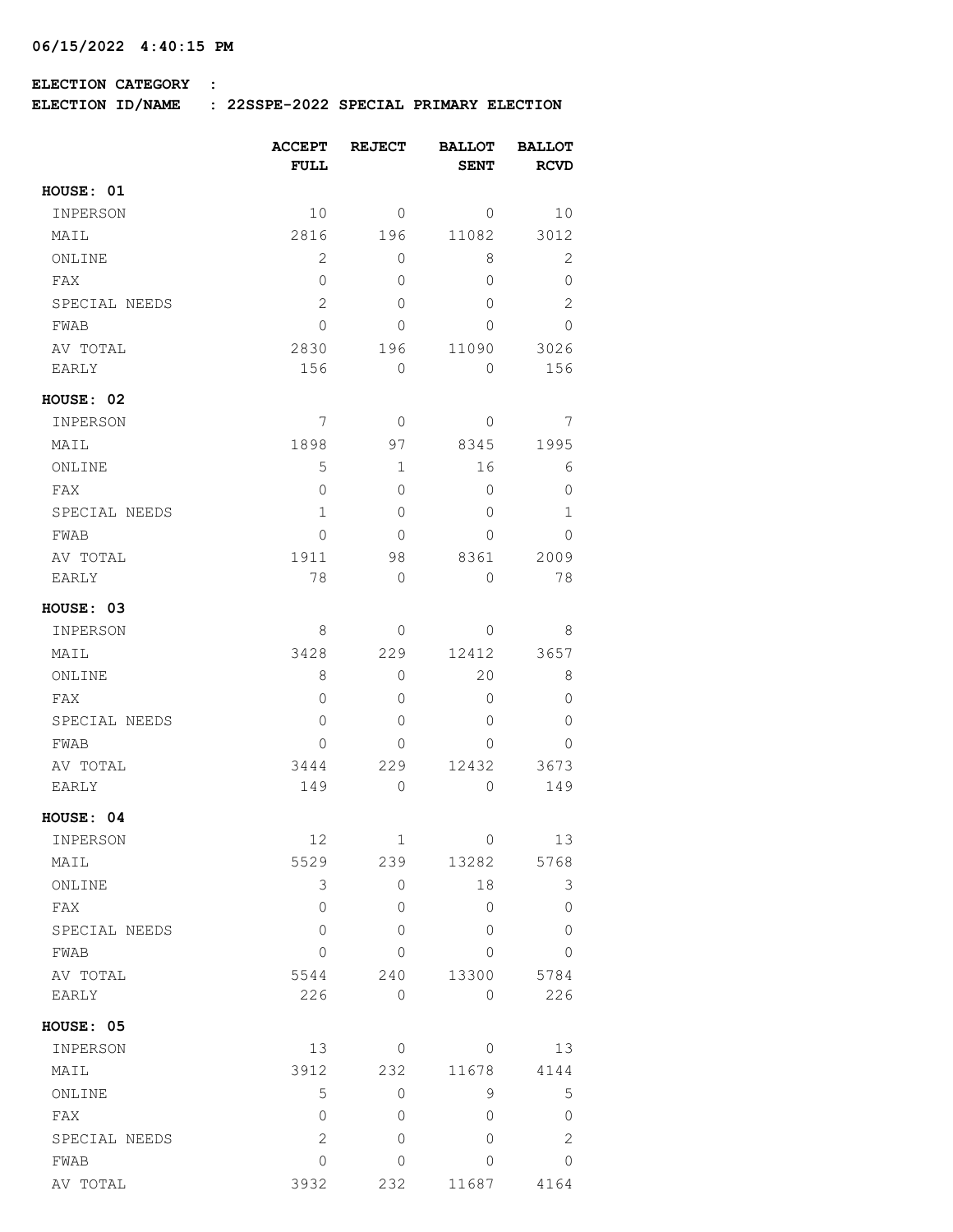**06/15/2022 4:40:15 PM**

**ELECTION CATEGORY :**
**ELECTION ID/NAME : 22SSPE-2022 SPECIAL PRIMARY ELECTION**

| | ACCEPT FULL | REJECT | BALLOT SENT | BALLOT RCVD |
|---|---|---|---|---|
| **HOUSE: 01** | | | | |
| INPERSON | 10 | 0 | 0 | 10 |
| MAIL | 2816 | 196 | 11082 | 3012 |
| ONLINE | 2 | 0 | 8 | 2 |
| FAX | 0 | 0 | 0 | 0 |
| SPECIAL NEEDS | 2 | 0 | 0 | 2 |
| FWAB | 0 | 0 | 0 | 0 |
| AV TOTAL | 2830 | 196 | 11090 | 3026 |
| EARLY | 156 | 0 | 0 | 156 |
| **HOUSE: 02** | | | | |
| INPERSON | 7 | 0 | 0 | 7 |
| MAIL | 1898 | 97 | 8345 | 1995 |
| ONLINE | 5 | 1 | 16 | 6 |
| FAX | 0 | 0 | 0 | 0 |
| SPECIAL NEEDS | 1 | 0 | 0 | 1 |
| FWAB | 0 | 0 | 0 | 0 |
| AV TOTAL | 1911 | 98 | 8361 | 2009 |
| EARLY | 78 | 0 | 0 | 78 |
| **HOUSE: 03** | | | | |
| INPERSON | 8 | 0 | 0 | 8 |
| MAIL | 3428 | 229 | 12412 | 3657 |
| ONLINE | 8 | 0 | 20 | 8 |
| FAX | 0 | 0 | 0 | 0 |
| SPECIAL NEEDS | 0 | 0 | 0 | 0 |
| FWAB | 0 | 0 | 0 | 0 |
| AV TOTAL | 3444 | 229 | 12432 | 3673 |
| EARLY | 149 | 0 | 0 | 149 |
| **HOUSE: 04** | | | | |
| INPERSON | 12 | 1 | 0 | 13 |
| MAIL | 5529 | 239 | 13282 | 5768 |
| ONLINE | 3 | 0 | 18 | 3 |
| FAX | 0 | 0 | 0 | 0 |
| SPECIAL NEEDS | 0 | 0 | 0 | 0 |
| FWAB | 0 | 0 | 0 | 0 |
| AV TOTAL | 5544 | 240 | 13300 | 5784 |
| EARLY | 226 | 0 | 0 | 226 |
| **HOUSE: 05** | | | | |
| INPERSON | 13 | 0 | 0 | 13 |
| MAIL | 3912 | 232 | 11678 | 4144 |
| ONLINE | 5 | 0 | 9 | 5 |
| FAX | 0 | 0 | 0 | 0 |
| SPECIAL NEEDS | 2 | 0 | 0 | 2 |
| FWAB | 0 | 0 | 0 | 0 |
| AV TOTAL | 3932 | 232 | 11687 | 4164 |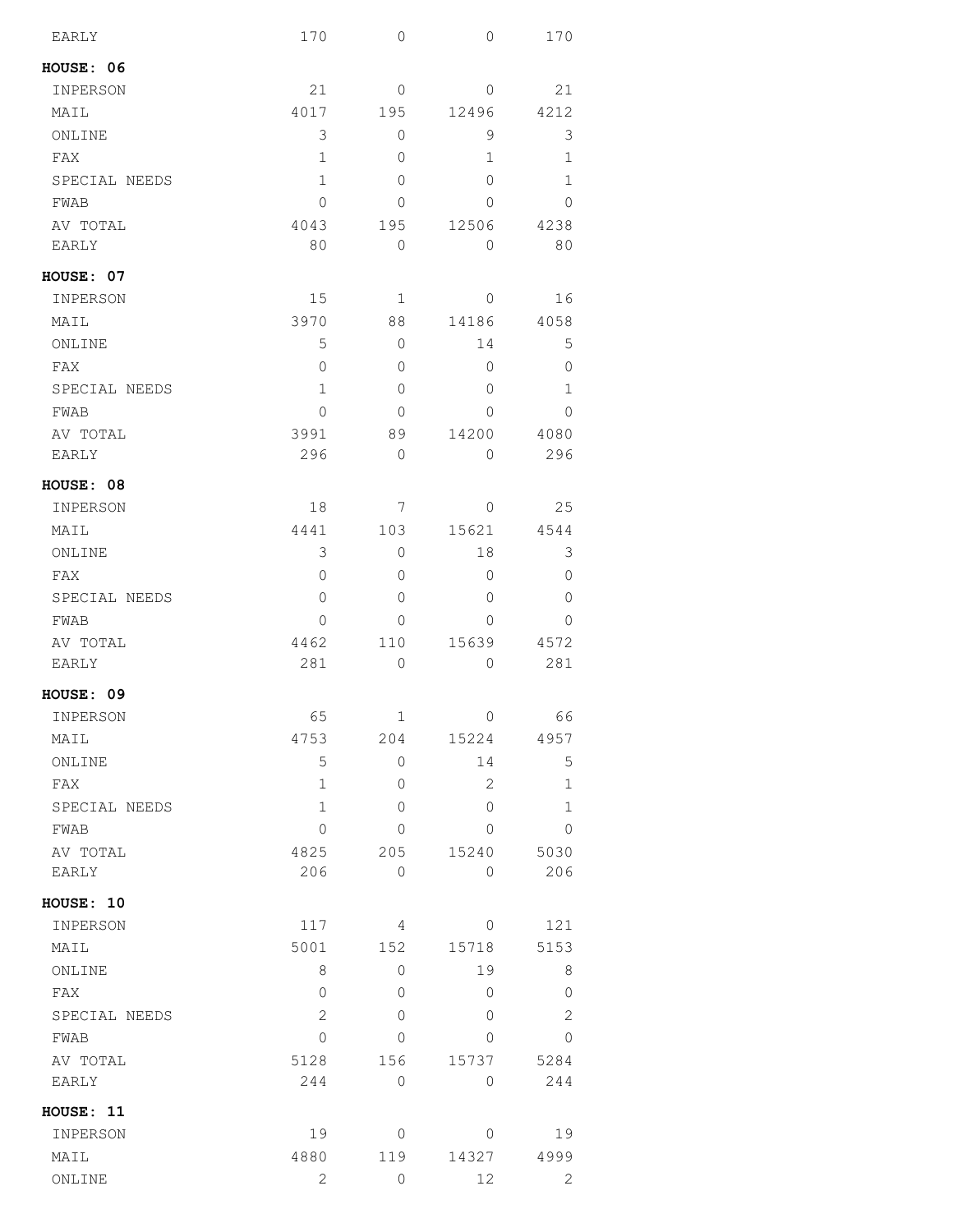| EARLY | 170 | 0 | 0 | 170 |
|---|---|---|---|---|

**HOUSE: 06**

| | | | | |
|---|---|---|---|---|
| INPERSON | 21 | 0 | 0 | 21 |
| MAIL | 4017 | 195 | 12496 | 4212 |
| ONLINE | 3 | 0 | 9 | 3 |
| FAX | 1 | 0 | 1 | 1 |
| SPECIAL NEEDS | 1 | 0 | 0 | 1 |
| FWAB | 0 | 0 | 0 | 0 |
| AV TOTAL | 4043 | 195 | 12506 | 4238 |
| EARLY | 80 | 0 | 0 | 80 |

**HOUSE: 07**

| | | | | |
|---|---|---|---|---|
| INPERSON | 15 | 1 | 0 | 16 |
| MAIL | 3970 | 88 | 14186 | 4058 |
| ONLINE | 5 | 0 | 14 | 5 |
| FAX | 0 | 0 | 0 | 0 |
| SPECIAL NEEDS | 1 | 0 | 0 | 1 |
| FWAB | 0 | 0 | 0 | 0 |
| AV TOTAL | 3991 | 89 | 14200 | 4080 |
| EARLY | 296 | 0 | 0 | 296 |

**HOUSE: 08**

| | | | | |
|---|---|---|---|---|
| INPERSON | 18 | 7 | 0 | 25 |
| MAIL | 4441 | 103 | 15621 | 4544 |
| ONLINE | 3 | 0 | 18 | 3 |
| FAX | 0 | 0 | 0 | 0 |
| SPECIAL NEEDS | 0 | 0 | 0 | 0 |
| FWAB | 0 | 0 | 0 | 0 |
| AV TOTAL | 4462 | 110 | 15639 | 4572 |
| EARLY | 281 | 0 | 0 | 281 |

**HOUSE: 09**

| | | | | |
|---|---|---|---|---|
| INPERSON | 65 | 1 | 0 | 66 |
| MAIL | 4753 | 204 | 15224 | 4957 |
| ONLINE | 5 | 0 | 14 | 5 |
| FAX | 1 | 0 | 2 | 1 |
| SPECIAL NEEDS | 1 | 0 | 0 | 1 |
| FWAB | 0 | 0 | 0 | 0 |
| AV TOTAL | 4825 | 205 | 15240 | 5030 |
| EARLY | 206 | 0 | 0 | 206 |

**HOUSE: 10**

| | | | | |
|---|---|---|---|---|
| INPERSON | 117 | 4 | 0 | 121 |
| MAIL | 5001 | 152 | 15718 | 5153 |
| ONLINE | 8 | 0 | 19 | 8 |
| FAX | 0 | 0 | 0 | 0 |
| SPECIAL NEEDS | 2 | 0 | 0 | 2 |
| FWAB | 0 | 0 | 0 | 0 |
| AV TOTAL | 5128 | 156 | 15737 | 5284 |
| EARLY | 244 | 0 | 0 | 244 |

**HOUSE: 11**

| | | | | |
|---|---|---|---|---|
| INPERSON | 19 | 0 | 0 | 19 |
| MAIL | 4880 | 119 | 14327 | 4999 |
| ONLINE | 2 | 0 | 12 | 2 |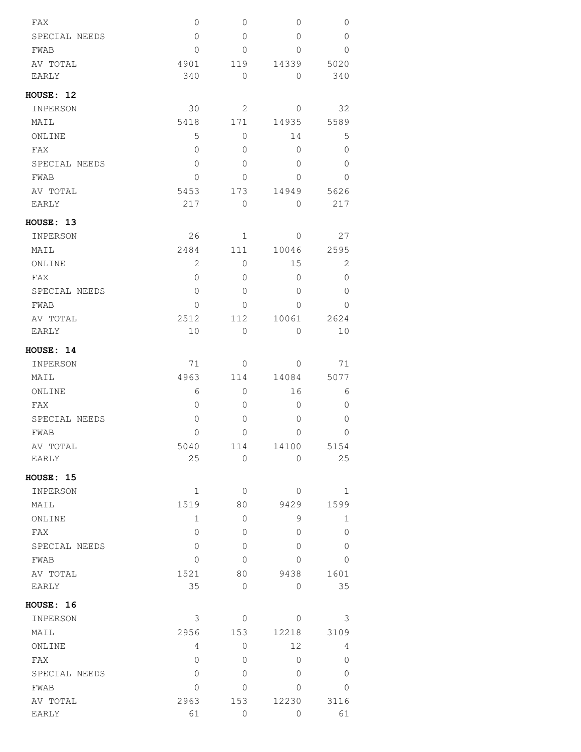| | | | | |
|---|---|---|---|---|
| FAX | 0 | 0 | 0 | 0 |
| SPECIAL NEEDS | 0 | 0 | 0 | 0 |
| FWAB | 0 | 0 | 0 | 0 |
| AV TOTAL | 4901 | 119 | 14339 | 5020 |
| EARLY | 340 | 0 | 0 | 340 |

**HOUSE: 12**

| | | | | |
|---|---|---|---|---|
| INPERSON | 30 | 2 | 0 | 32 |
| MAIL | 5418 | 171 | 14935 | 5589 |
| ONLINE | 5 | 0 | 14 | 5 |
| FAX | 0 | 0 | 0 | 0 |
| SPECIAL NEEDS | 0 | 0 | 0 | 0 |
| FWAB | 0 | 0 | 0 | 0 |
| AV TOTAL | 5453 | 173 | 14949 | 5626 |
| EARLY | 217 | 0 | 0 | 217 |

**HOUSE: 13**

| | | | | |
|---|---|---|---|---|
| INPERSON | 26 | 1 | 0 | 27 |
| MAIL | 2484 | 111 | 10046 | 2595 |
| ONLINE | 2 | 0 | 15 | 2 |
| FAX | 0 | 0 | 0 | 0 |
| SPECIAL NEEDS | 0 | 0 | 0 | 0 |
| FWAB | 0 | 0 | 0 | 0 |
| AV TOTAL | 2512 | 112 | 10061 | 2624 |
| EARLY | 10 | 0 | 0 | 10 |

**HOUSE: 14**

| | | | | |
|---|---|---|---|---|
| INPERSON | 71 | 0 | 0 | 71 |
| MAIL | 4963 | 114 | 14084 | 5077 |
| ONLINE | 6 | 0 | 16 | 6 |
| FAX | 0 | 0 | 0 | 0 |
| SPECIAL NEEDS | 0 | 0 | 0 | 0 |
| FWAB | 0 | 0 | 0 | 0 |
| AV TOTAL | 5040 | 114 | 14100 | 5154 |
| EARLY | 25 | 0 | 0 | 25 |

**HOUSE: 15**

| | | | | |
|---|---|---|---|---|
| INPERSON | 1 | 0 | 0 | 1 |
| MAIL | 1519 | 80 | 9429 | 1599 |
| ONLINE | 1 | 0 | 9 | 1 |
| FAX | 0 | 0 | 0 | 0 |
| SPECIAL NEEDS | 0 | 0 | 0 | 0 |
| FWAB | 0 | 0 | 0 | 0 |
| AV TOTAL | 1521 | 80 | 9438 | 1601 |
| EARLY | 35 | 0 | 0 | 35 |

**HOUSE: 16**

| | | | | |
|---|---|---|---|---|
| INPERSON | 3 | 0 | 0 | 3 |
| MAIL | 2956 | 153 | 12218 | 3109 |
| ONLINE | 4 | 0 | 12 | 4 |
| FAX | 0 | 0 | 0 | 0 |
| SPECIAL NEEDS | 0 | 0 | 0 | 0 |
| FWAB | 0 | 0 | 0 | 0 |
| AV TOTAL | 2963 | 153 | 12230 | 3116 |
| EARLY | 61 | 0 | 0 | 61 |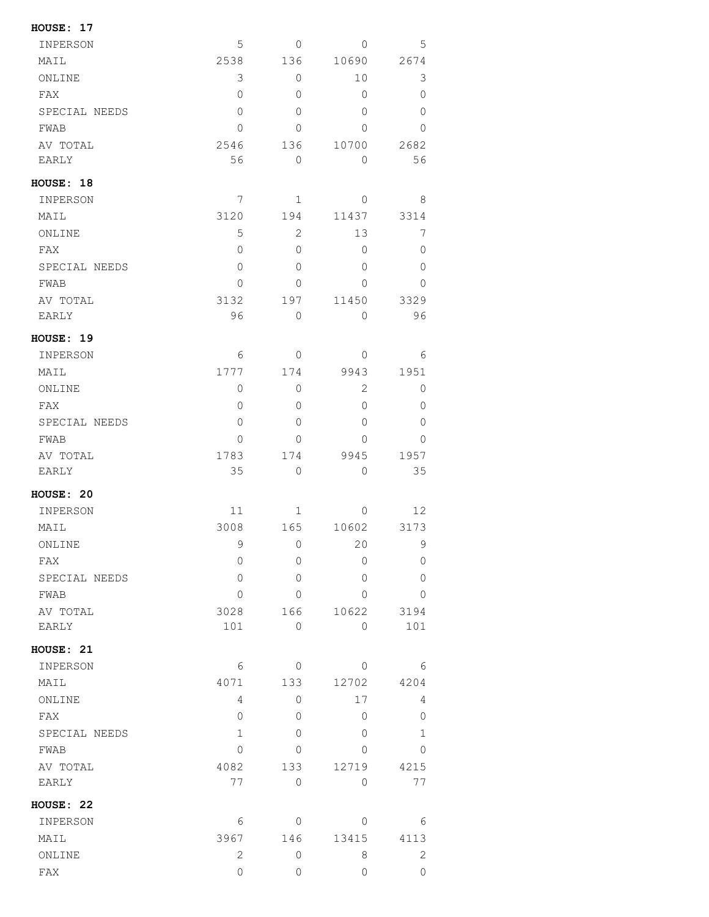**HOUSE: 17**

| | | | | |
|---|---|---|---|---|
| INPERSON | 5 | 0 | 0 | 5 |
| MAIL | 2538 | 136 | 10690 | 2674 |
| ONLINE | 3 | 0 | 10 | 3 |
| FAX | 0 | 0 | 0 | 0 |
| SPECIAL NEEDS | 0 | 0 | 0 | 0 |
| FWAB | 0 | 0 | 0 | 0 |
| AV TOTAL | 2546 | 136 | 10700 | 2682 |
| EARLY | 56 | 0 | 0 | 56 |

**HOUSE: 18**

| | | | | |
|---|---|---|---|---|
| INPERSON | 7 | 1 | 0 | 8 |
| MAIL | 3120 | 194 | 11437 | 3314 |
| ONLINE | 5 | 2 | 13 | 7 |
| FAX | 0 | 0 | 0 | 0 |
| SPECIAL NEEDS | 0 | 0 | 0 | 0 |
| FWAB | 0 | 0 | 0 | 0 |
| AV TOTAL | 3132 | 197 | 11450 | 3329 |
| EARLY | 96 | 0 | 0 | 96 |

**HOUSE: 19**

| | | | | |
|---|---|---|---|---|
| INPERSON | 6 | 0 | 0 | 6 |
| MAIL | 1777 | 174 | 9943 | 1951 |
| ONLINE | 0 | 0 | 2 | 0 |
| FAX | 0 | 0 | 0 | 0 |
| SPECIAL NEEDS | 0 | 0 | 0 | 0 |
| FWAB | 0 | 0 | 0 | 0 |
| AV TOTAL | 1783 | 174 | 9945 | 1957 |
| EARLY | 35 | 0 | 0 | 35 |

**HOUSE: 20**

| | | | | |
|---|---|---|---|---|
| INPERSON | 11 | 1 | 0 | 12 |
| MAIL | 3008 | 165 | 10602 | 3173 |
| ONLINE | 9 | 0 | 20 | 9 |
| FAX | 0 | 0 | 0 | 0 |
| SPECIAL NEEDS | 0 | 0 | 0 | 0 |
| FWAB | 0 | 0 | 0 | 0 |
| AV TOTAL | 3028 | 166 | 10622 | 3194 |
| EARLY | 101 | 0 | 0 | 101 |

**HOUSE: 21**

| | | | | |
|---|---|---|---|---|
| INPERSON | 6 | 0 | 0 | 6 |
| MAIL | 4071 | 133 | 12702 | 4204 |
| ONLINE | 4 | 0 | 17 | 4 |
| FAX | 0 | 0 | 0 | 0 |
| SPECIAL NEEDS | 1 | 0 | 0 | 1 |
| FWAB | 0 | 0 | 0 | 0 |
| AV TOTAL | 4082 | 133 | 12719 | 4215 |
| EARLY | 77 | 0 | 0 | 77 |

**HOUSE: 22**

| | | | | |
|---|---|---|---|---|
| INPERSON | 6 | 0 | 0 | 6 |
| MAIL | 3967 | 146 | 13415 | 4113 |
| ONLINE | 2 | 0 | 8 | 2 |
| FAX | 0 | 0 | 0 | 0 |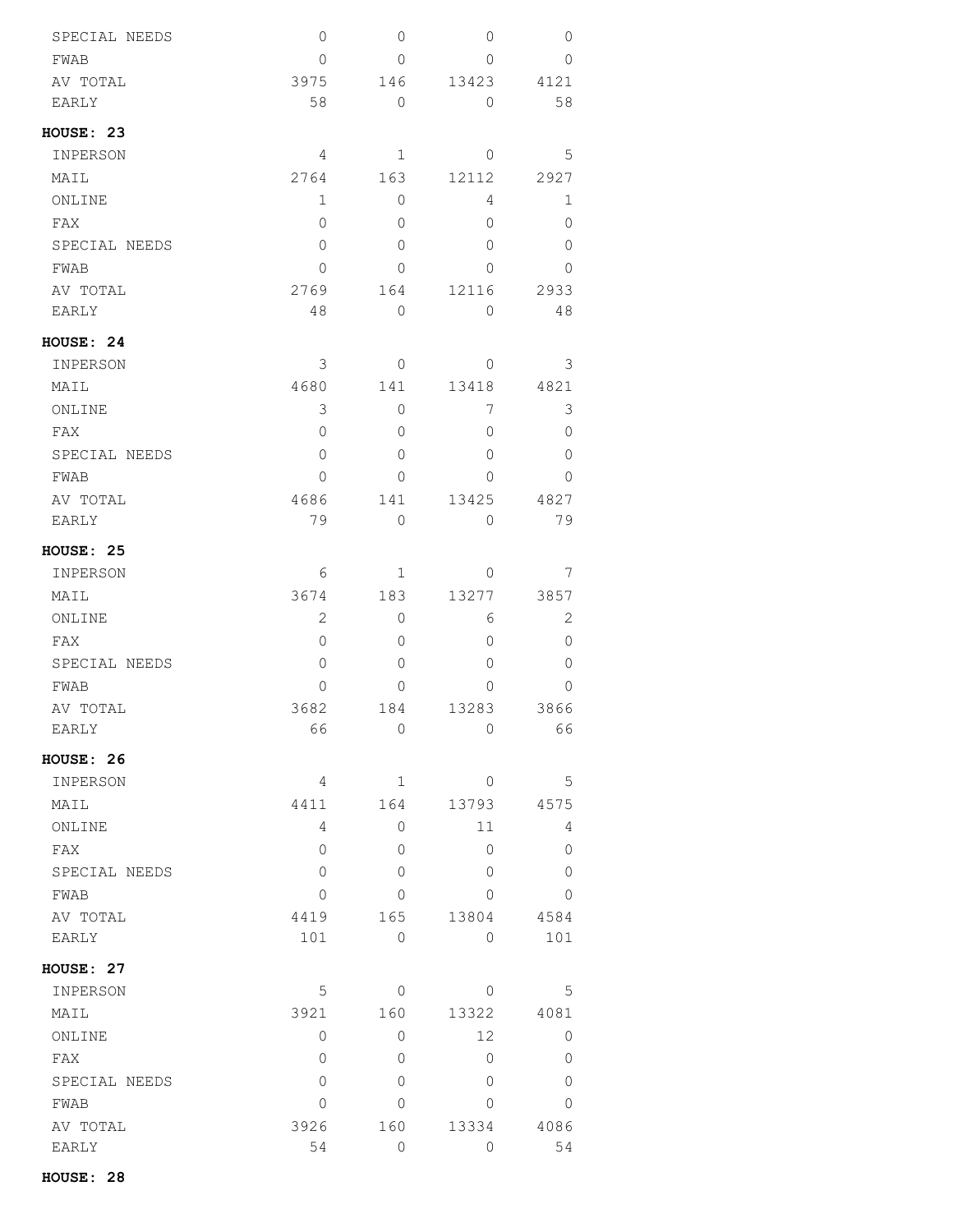| | | | | |
|---|---|---|---|---|
| SPECIAL NEEDS | 0 | 0 | 0 | 0 |
| FWAB | 0 | 0 | 0 | 0 |
| AV TOTAL | 3975 | 146 | 13423 | 4121 |
| EARLY | 58 | 0 | 0 | 58 |

**HOUSE: 23**

| | | | | |
|---|---|---|---|---|
| INPERSON | 4 | 1 | 0 | 5 |
| MAIL | 2764 | 163 | 12112 | 2927 |
| ONLINE | 1 | 0 | 4 | 1 |
| FAX | 0 | 0 | 0 | 0 |
| SPECIAL NEEDS | 0 | 0 | 0 | 0 |
| FWAB | 0 | 0 | 0 | 0 |
| AV TOTAL | 2769 | 164 | 12116 | 2933 |
| EARLY | 48 | 0 | 0 | 48 |

**HOUSE: 24**

| | | | | |
|---|---|---|---|---|
| INPERSON | 3 | 0 | 0 | 3 |
| MAIL | 4680 | 141 | 13418 | 4821 |
| ONLINE | 3 | 0 | 7 | 3 |
| FAX | 0 | 0 | 0 | 0 |
| SPECIAL NEEDS | 0 | 0 | 0 | 0 |
| FWAB | 0 | 0 | 0 | 0 |
| AV TOTAL | 4686 | 141 | 13425 | 4827 |
| EARLY | 79 | 0 | 0 | 79 |

**HOUSE: 25**

| | | | | |
|---|---|---|---|---|
| INPERSON | 6 | 1 | 0 | 7 |
| MAIL | 3674 | 183 | 13277 | 3857 |
| ONLINE | 2 | 0 | 6 | 2 |
| FAX | 0 | 0 | 0 | 0 |
| SPECIAL NEEDS | 0 | 0 | 0 | 0 |
| FWAB | 0 | 0 | 0 | 0 |
| AV TOTAL | 3682 | 184 | 13283 | 3866 |
| EARLY | 66 | 0 | 0 | 66 |

**HOUSE: 26**

| | | | | |
|---|---|---|---|---|
| INPERSON | 4 | 1 | 0 | 5 |
| MAIL | 4411 | 164 | 13793 | 4575 |
| ONLINE | 4 | 0 | 11 | 4 |
| FAX | 0 | 0 | 0 | 0 |
| SPECIAL NEEDS | 0 | 0 | 0 | 0 |
| FWAB | 0 | 0 | 0 | 0 |
| AV TOTAL | 4419 | 165 | 13804 | 4584 |
| EARLY | 101 | 0 | 0 | 101 |

**HOUSE: 27**

| | | | | |
|---|---|---|---|---|
| INPERSON | 5 | 0 | 0 | 5 |
| MAIL | 3921 | 160 | 13322 | 4081 |
| ONLINE | 0 | 0 | 12 | 0 |
| FAX | 0 | 0 | 0 | 0 |
| SPECIAL NEEDS | 0 | 0 | 0 | 0 |
| FWAB | 0 | 0 | 0 | 0 |
| AV TOTAL | 3926 | 160 | 13334 | 4086 |
| EARLY | 54 | 0 | 0 | 54 |

**HOUSE: 28**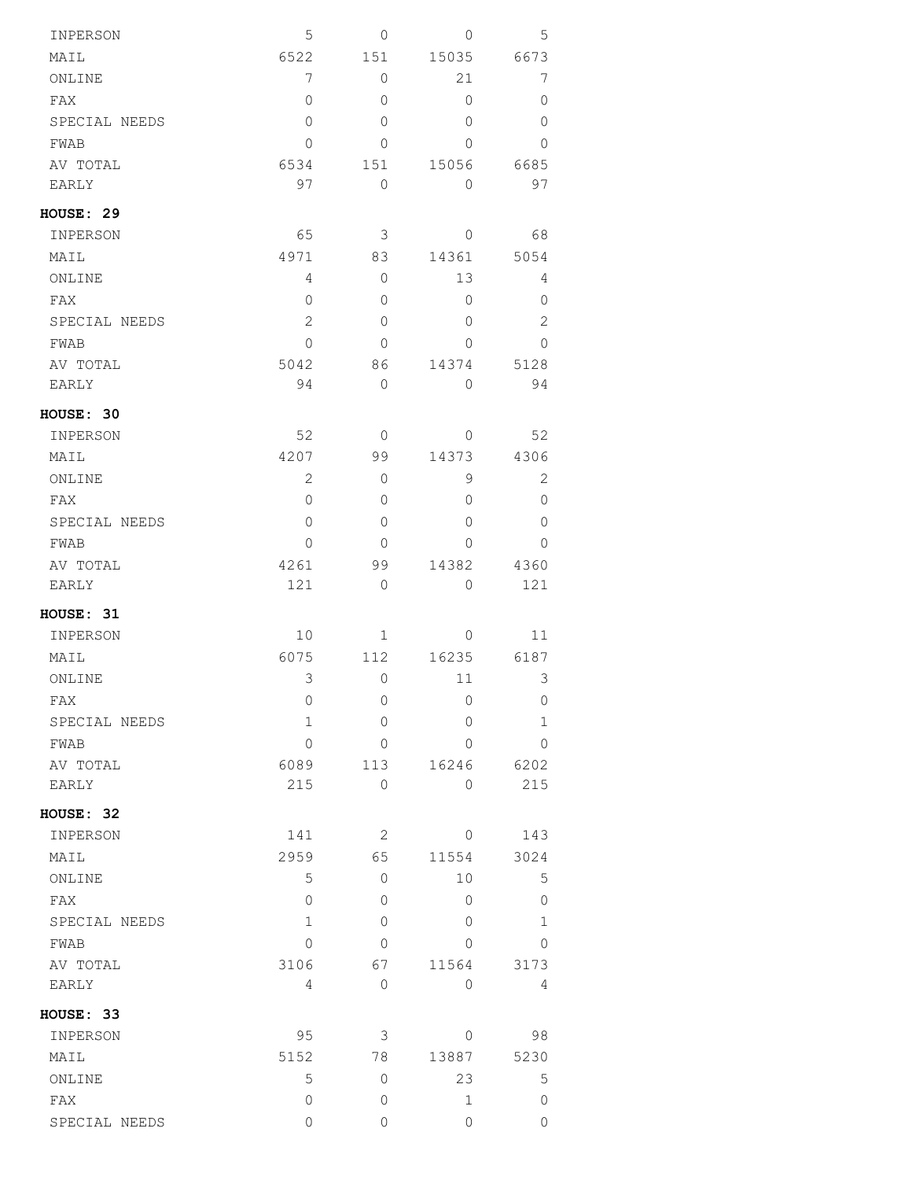| | | | | |
|---|---|---|---|---|
| INPERSON | 5 | 0 | 0 | 5 |
| MAIL | 6522 | 151 | 15035 | 6673 |
| ONLINE | 7 | 0 | 21 | 7 |
| FAX | 0 | 0 | 0 | 0 |
| SPECIAL NEEDS | 0 | 0 | 0 | 0 |
| FWAB | 0 | 0 | 0 | 0 |
| AV TOTAL | 6534 | 151 | 15056 | 6685 |
| EARLY | 97 | 0 | 0 | 97 |

**HOUSE: 29**

| | | | | |
|---|---|---|---|---|
| INPERSON | 65 | 3 | 0 | 68 |
| MAIL | 4971 | 83 | 14361 | 5054 |
| ONLINE | 4 | 0 | 13 | 4 |
| FAX | 0 | 0 | 0 | 0 |
| SPECIAL NEEDS | 2 | 0 | 0 | 2 |
| FWAB | 0 | 0 | 0 | 0 |
| AV TOTAL | 5042 | 86 | 14374 | 5128 |
| EARLY | 94 | 0 | 0 | 94 |

**HOUSE: 30**

| | | | | |
|---|---|---|---|---|
| INPERSON | 52 | 0 | 0 | 52 |
| MAIL | 4207 | 99 | 14373 | 4306 |
| ONLINE | 2 | 0 | 9 | 2 |
| FAX | 0 | 0 | 0 | 0 |
| SPECIAL NEEDS | 0 | 0 | 0 | 0 |
| FWAB | 0 | 0 | 0 | 0 |
| AV TOTAL | 4261 | 99 | 14382 | 4360 |
| EARLY | 121 | 0 | 0 | 121 |

**HOUSE: 31**

| | | | | |
|---|---|---|---|---|
| INPERSON | 10 | 1 | 0 | 11 |
| MAIL | 6075 | 112 | 16235 | 6187 |
| ONLINE | 3 | 0 | 11 | 3 |
| FAX | 0 | 0 | 0 | 0 |
| SPECIAL NEEDS | 1 | 0 | 0 | 1 |
| FWAB | 0 | 0 | 0 | 0 |
| AV TOTAL | 6089 | 113 | 16246 | 6202 |
| EARLY | 215 | 0 | 0 | 215 |

**HOUSE: 32**

| | | | | |
|---|---|---|---|---|
| INPERSON | 141 | 2 | 0 | 143 |
| MAIL | 2959 | 65 | 11554 | 3024 |
| ONLINE | 5 | 0 | 10 | 5 |
| FAX | 0 | 0 | 0 | 0 |
| SPECIAL NEEDS | 1 | 0 | 0 | 1 |
| FWAB | 0 | 0 | 0 | 0 |
| AV TOTAL | 3106 | 67 | 11564 | 3173 |
| EARLY | 4 | 0 | 0 | 4 |

**HOUSE: 33**

| | | | | |
|---|---|---|---|---|
| INPERSON | 95 | 3 | 0 | 98 |
| MAIL | 5152 | 78 | 13887 | 5230 |
| ONLINE | 5 | 0 | 23 | 5 |
| FAX | 0 | 0 | 1 | 0 |
| SPECIAL NEEDS | 0 | 0 | 0 | 0 |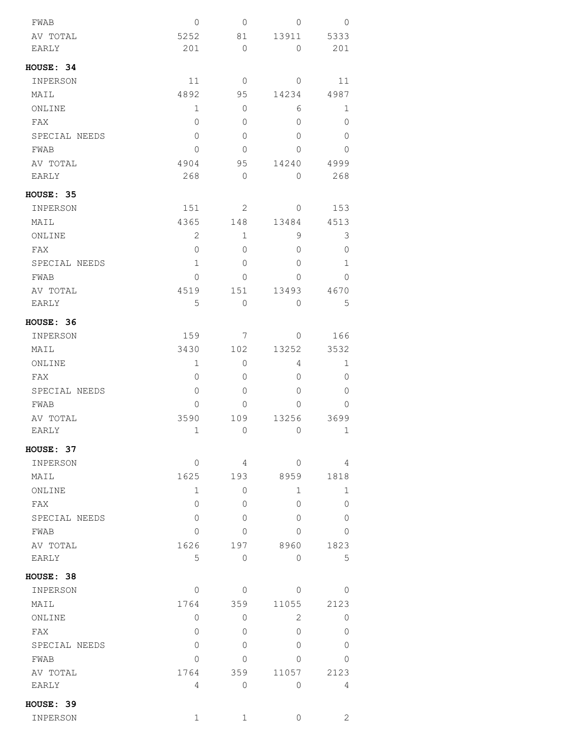| | | | | |
|---|---|---|---|---|
| FWAB | 0 | 0 | 0 | 0 |
| AV TOTAL | 5252 | 81 | 13911 | 5333 |
| EARLY | 201 | 0 | 0 | 201 |

**HOUSE: 34**

| | | | | |
|---|---|---|---|---|
| INPERSON | 11 | 0 | 0 | 11 |
| MAIL | 4892 | 95 | 14234 | 4987 |
| ONLINE | 1 | 0 | 6 | 1 |
| FAX | 0 | 0 | 0 | 0 |
| SPECIAL NEEDS | 0 | 0 | 0 | 0 |
| FWAB | 0 | 0 | 0 | 0 |
| AV TOTAL | 4904 | 95 | 14240 | 4999 |
| EARLY | 268 | 0 | 0 | 268 |

**HOUSE: 35**

| | | | | |
|---|---|---|---|---|
| INPERSON | 151 | 2 | 0 | 153 |
| MAIL | 4365 | 148 | 13484 | 4513 |
| ONLINE | 2 | 1 | 9 | 3 |
| FAX | 0 | 0 | 0 | 0 |
| SPECIAL NEEDS | 1 | 0 | 0 | 1 |
| FWAB | 0 | 0 | 0 | 0 |
| AV TOTAL | 4519 | 151 | 13493 | 4670 |
| EARLY | 5 | 0 | 0 | 5 |

**HOUSE: 36**

| | | | | |
|---|---|---|---|---|
| INPERSON | 159 | 7 | 0 | 166 |
| MAIL | 3430 | 102 | 13252 | 3532 |
| ONLINE | 1 | 0 | 4 | 1 |
| FAX | 0 | 0 | 0 | 0 |
| SPECIAL NEEDS | 0 | 0 | 0 | 0 |
| FWAB | 0 | 0 | 0 | 0 |
| AV TOTAL | 3590 | 109 | 13256 | 3699 |
| EARLY | 1 | 0 | 0 | 1 |

**HOUSE: 37**

| | | | | |
|---|---|---|---|---|
| INPERSON | 0 | 4 | 0 | 4 |
| MAIL | 1625 | 193 | 8959 | 1818 |
| ONLINE | 1 | 0 | 1 | 1 |
| FAX | 0 | 0 | 0 | 0 |
| SPECIAL NEEDS | 0 | 0 | 0 | 0 |
| FWAB | 0 | 0 | 0 | 0 |
| AV TOTAL | 1626 | 197 | 8960 | 1823 |
| EARLY | 5 | 0 | 0 | 5 |

**HOUSE: 38**

| | | | | |
|---|---|---|---|---|
| INPERSON | 0 | 0 | 0 | 0 |
| MAIL | 1764 | 359 | 11055 | 2123 |
| ONLINE | 0 | 0 | 2 | 0 |
| FAX | 0 | 0 | 0 | 0 |
| SPECIAL NEEDS | 0 | 0 | 0 | 0 |
| FWAB | 0 | 0 | 0 | 0 |
| AV TOTAL | 1764 | 359 | 11057 | 2123 |
| EARLY | 4 | 0 | 0 | 4 |

**HOUSE: 39**

| | | | | |
|---|---|---|---|---|
| INPERSON | 1 | 1 | 0 | 2 |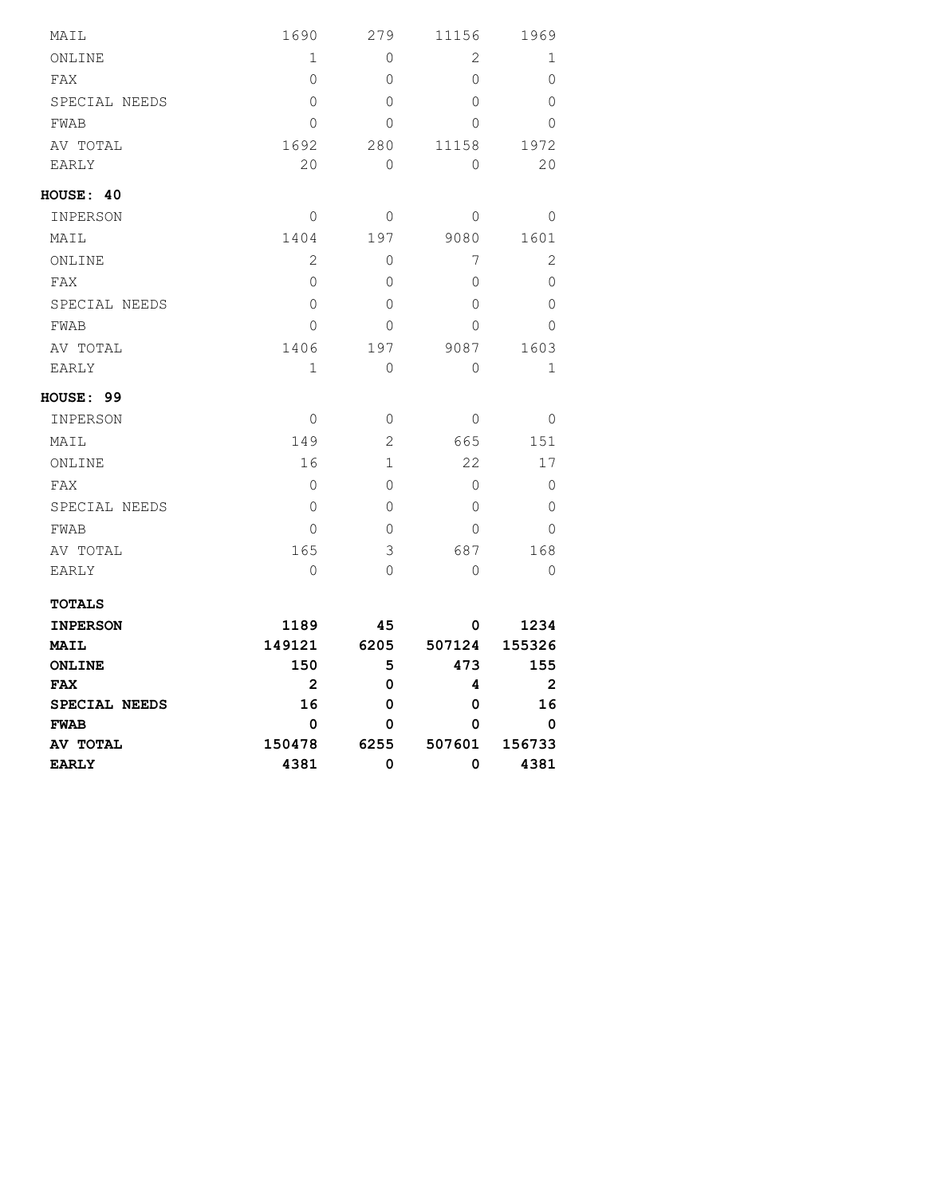| | | | | |
|---|---|---|---|---|
| MAIL | 1690 | 279 | 11156 | 1969 |
| ONLINE | 1 | 0 | 2 | 1 |
| FAX | 0 | 0 | 0 | 0 |
| SPECIAL NEEDS | 0 | 0 | 0 | 0 |
| FWAB | 0 | 0 | 0 | 0 |
| AV TOTAL | 1692 | 280 | 11158 | 1972 |
| EARLY | 20 | 0 | 0 | 20 |
| **HOUSE: 40** | | | | |
| INPERSON | 0 | 0 | 0 | 0 |
| MAIL | 1404 | 197 | 9080 | 1601 |
| ONLINE | 2 | 0 | 7 | 2 |
| FAX | 0 | 0 | 0 | 0 |
| SPECIAL NEEDS | 0 | 0 | 0 | 0 |
| FWAB | 0 | 0 | 0 | 0 |
| AV TOTAL | 1406 | 197 | 9087 | 1603 |
| EARLY | 1 | 0 | 0 | 1 |
| **HOUSE: 99** | | | | |
| INPERSON | 0 | 0 | 0 | 0 |
| MAIL | 149 | 2 | 665 | 151 |
| ONLINE | 16 | 1 | 22 | 17 |
| FAX | 0 | 0 | 0 | 0 |
| SPECIAL NEEDS | 0 | 0 | 0 | 0 |
| FWAB | 0 | 0 | 0 | 0 |
| AV TOTAL | 165 | 3 | 687 | 168 |
| EARLY | 0 | 0 | 0 | 0 |
| **TOTALS** | | | | |
| **INPERSON** | **1189** | **45** | **0** | **1234** |
| **MAIL** | **149121** | **6205** | **507124** | **155326** |
| **ONLINE** | **150** | **5** | **473** | **155** |
| **FAX** | **2** | **0** | **4** | **2** |
| **SPECIAL NEEDS** | **16** | **0** | **0** | **16** |
| **FWAB** | **0** | **0** | **0** | **0** |
| **AV TOTAL** | **150478** | **6255** | **507601** | **156733** |
| **EARLY** | **4381** | **0** | **0** | **4381** |